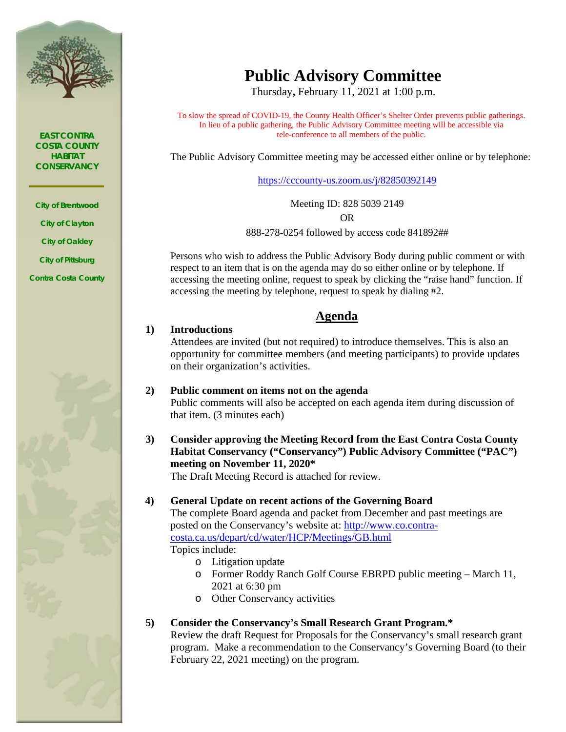EAST CONTRA COSTA COUNTY HABITAT CONSERVANCY

City of Brentwood

City of Clayton

City of Oakley

City of Pittsburg

Contra Costa County

# Public Advisory Committee

Thursday, February 11, 2021 at 1:00 p.m.

To slow the spread of COVID-19, the County Health Officer's Shelter Order prevents public gatherings. In lieu of a public gathering, the Public Advisory Committee meeting will be accessible via tele-conference to all members of the public.

The Public Advisory Committee meeting may be accessed either online or by telephone:

https://cccounty-us.zoom.us/j/82850392149

Meeting ID: 828 5039 2149

OR

888-278-0254 followed by access code 841892##

Persons who wish to address the Public Advisory Body during public comment or with respect to an item that is on the agenda may do so either online or by telephone. If accessing the meeting online, request to speak by clicking the "raise hand" function. If accessing the meeting by telephone, request to speak by dialing #2.

## Agenda

1) **Introductions**
   Attendees are invited (but not required) to introduce themselves. This is also an opportunity for committee members (and meeting participants) to provide updates on their organization's activities.

2) **Public comment on items not on the agenda**
   Public comments will also be accepted on each agenda item during discussion of that item. (3 minutes each)

3) **Consider approving the Meeting Record from the East Contra Costa County Habitat Conservancy ("Conservancy") Public Advisory Committee ("PAC") meeting on November 11, 2020***
   The Draft Meeting Record is attached for review.

4) **General Update on recent actions of the Governing Board**
   The complete Board agenda and packet from December and past meetings are posted on the Conservancy's website at: http://www.co.contra-costa.ca.us/depart/cd/water/HCP/Meetings/GB.html
   Topics include:
   - Litigation update
   - Former Roddy Ranch Golf Course EBRPD public meeting – March 11, 2021 at 6:30 pm
   - Other Conservancy activities

5) **Consider the Conservancy's Small Research Grant Program.***
   Review the draft Request for Proposals for the Conservancy's small research grant program. Make a recommendation to the Conservancy's Governing Board (to their February 22, 2021 meeting) on the program.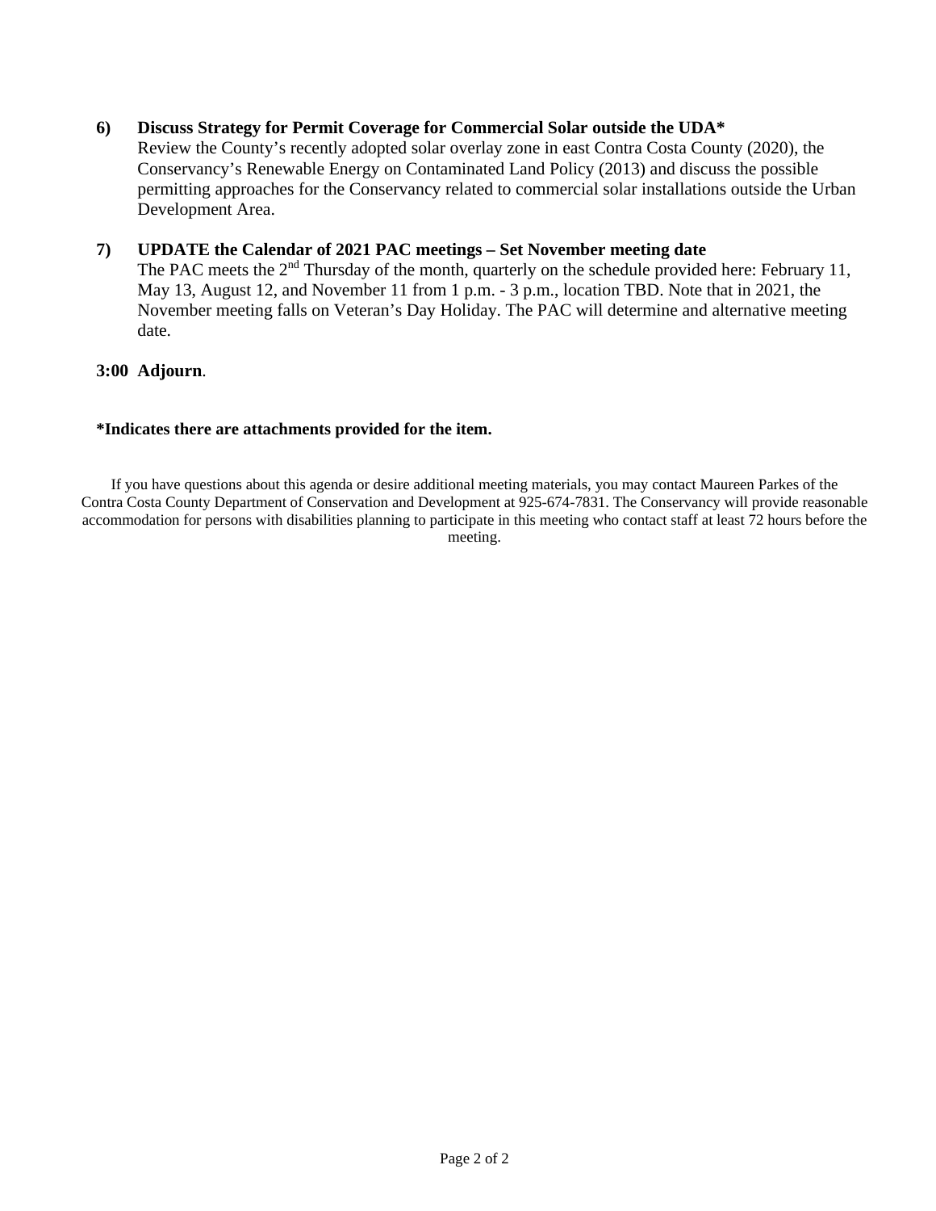**6) Discuss Strategy for Permit Coverage for Commercial Solar outside the UDA***

Review the County's recently adopted solar overlay zone in east Contra Costa County (2020), the Conservancy's Renewable Energy on Contaminated Land Policy (2013) and discuss the possible permitting approaches for the Conservancy related to commercial solar installations outside the Urban Development Area.

**7) UPDATE the Calendar of 2021 PAC meetings – Set November meeting date**

The PAC meets the 2nd Thursday of the month, quarterly on the schedule provided here: February 11, May 13, August 12, and November 11 from 1 p.m. - 3 p.m., location TBD. Note that in 2021, the November meeting falls on Veteran's Day Holiday. The PAC will determine and alternative meeting date.

**3:00 Adjourn**.

**\*Indicates there are attachments provided for the item.**

If you have questions about this agenda or desire additional meeting materials, you may contact Maureen Parkes of the Contra Costa County Department of Conservation and Development at 925-674-7831. The Conservancy will provide reasonable accommodation for persons with disabilities planning to participate in this meeting who contact staff at least 72 hours before the meeting.